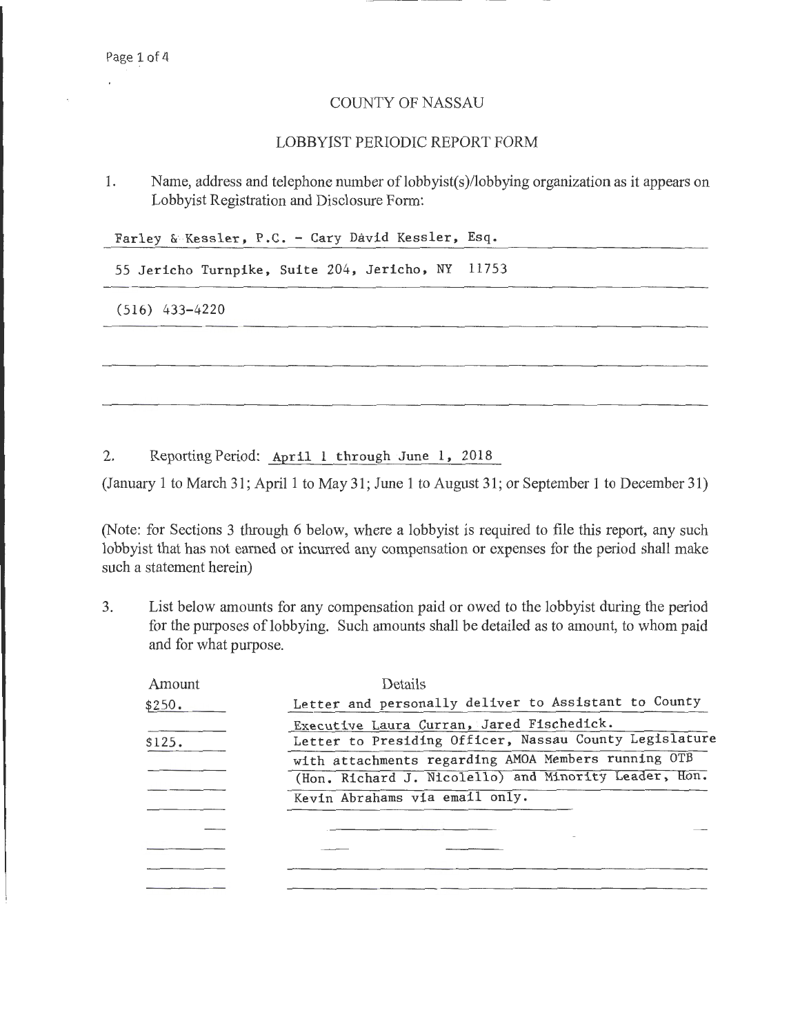# COUNTY OF NASSAU

## LOBBYIST PERIODIC REPORT FORM

1. Name, address and telephone number of lobbyist(s)/lobbying organization as it appears on Lobbyist Registration and Disclosure Form:

Farley & Kessler, P.C. - Cary David Kessler, Esq.

55 Jericho Turnpike, Suite 204, Jericho, NY 11753

(516) 433-4220

2. Reporting Period: April 1 through June 1, 2018

(January 1 to March 31; April 1 to May 31; June 1 to August 31; or September 1 to December 31)

(Note: for Sections 3 through 6 below, where a lobbyist is required to file this report, any such lobbyist that has not earned or incurred any compensation or expenses for the period shall make such a statement herein)

3. List below amounts for any compensation paid or owed to the lobbyist during the period for the purposes of lobbying. Such amounts shall be detailed as to amount, to whom paid and for what purpose.

| Amount | Details |
|---|---|
| $250. | Letter and personally deliver to Assistant to County Executive Laura Curran, Jared Fischedick. |
| $125. | Letter to Presiding Officer, Nassau County Legislature with attachments regarding AMOA Members running OTB (Hon. Richard J. Nicolello) and Minority Leader, Hon. Kevin Abrahams via email only. |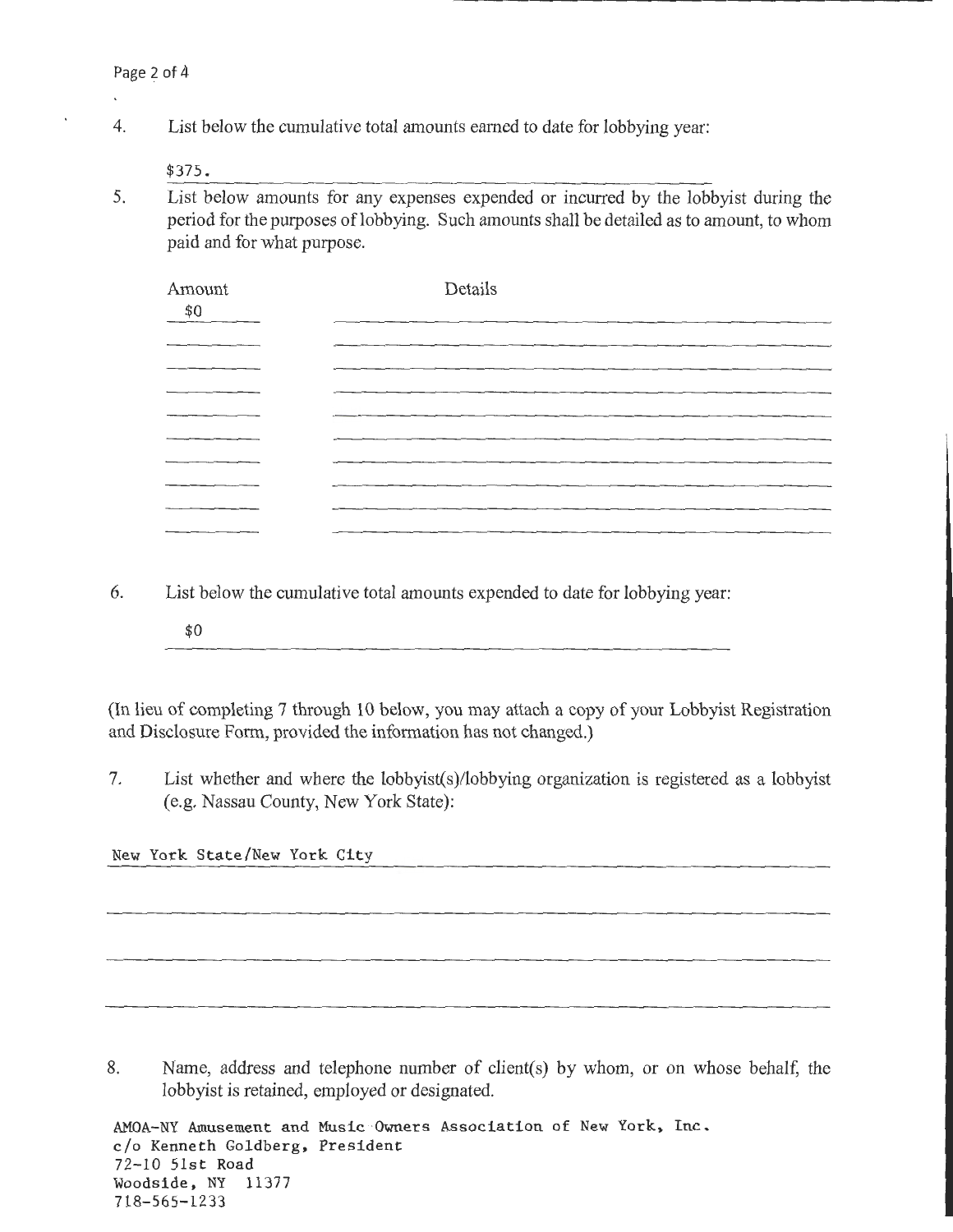4. List below the cumulative total amounts earned to date for lobbying year:

   $375.

5. List below amounts for any expenses expended or incurred by the lobbyist during the period for the purposes of lobbying. Such amounts shall be detailed as to amount, to whom paid and for what purpose.

| Amount | Details |
|---|---|
| $0 | |

6. List below the cumulative total amounts expended to date for lobbying year:

   $0

(In lieu of completing 7 through 10 below, you may attach a copy of your Lobbyist Registration and Disclosure Form, provided the information has not changed.)

7. List whether and where the lobbyist(s)/lobbying organization is registered as a lobbyist (e.g. Nassau County, New York State):

New York State/New York City

8. Name, address and telephone number of client(s) by whom, or on whose behalf, the lobbyist is retained, employed or designated.

AMOA-NY Amusement and Music Owners Association of New York, Inc.
c/o Kenneth Goldberg, President
72-10 51st Road
Woodside, NY 11377
718-565-1233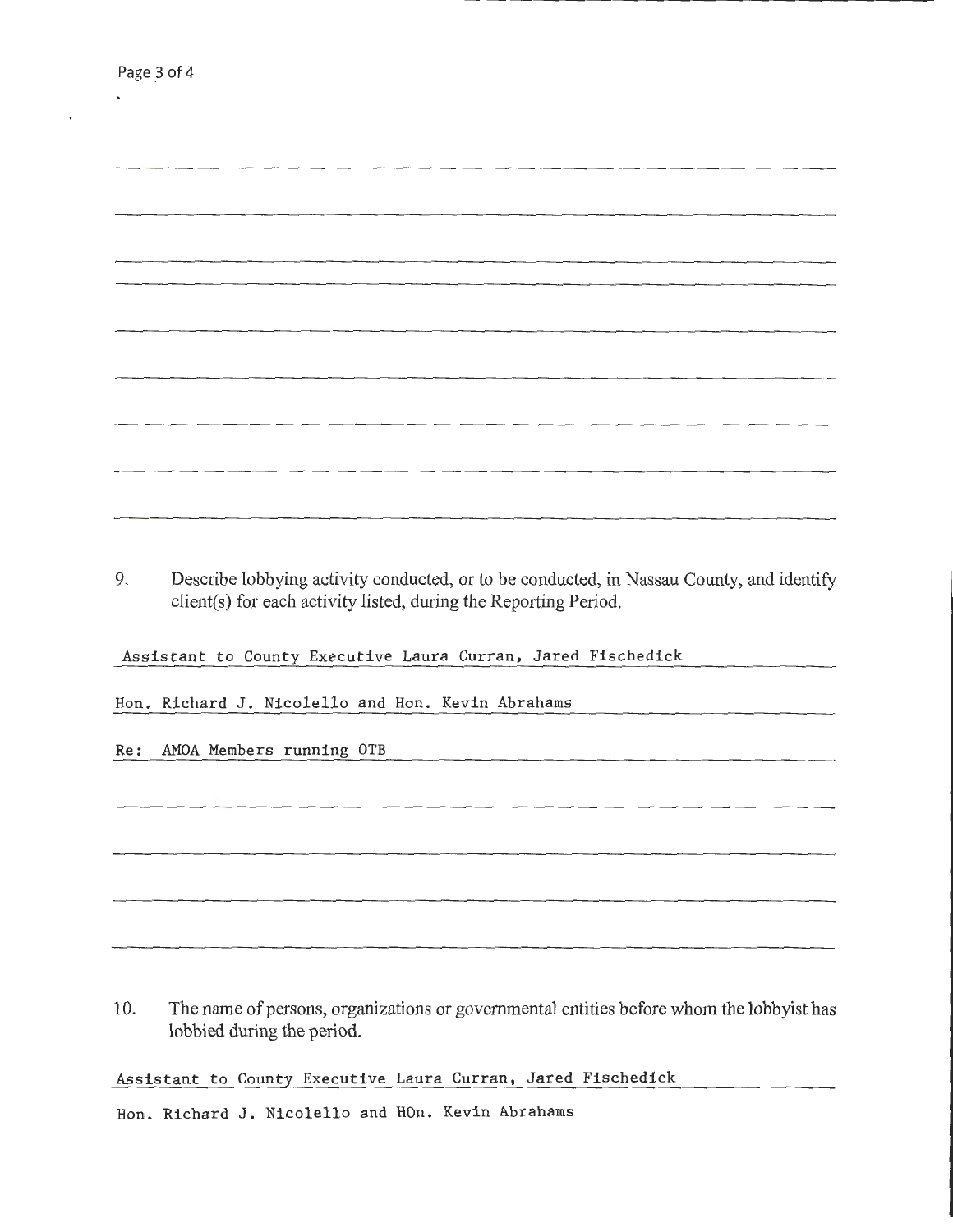9. Describe lobbying activity conducted, or to be conducted, in Nassau County, and identify client(s) for each activity listed, during the Reporting Period.

Assistant to County Executive Laura Curran, Jared Fischedick

Hon. Richard J. Nicolello and Hon. Kevin Abrahams

Re: AMOA Members running OTB

10. The name of persons, organizations or governmental entities before whom the lobbyist has lobbied during the period.

Assistant to County Executive Laura Curran, Jared Fischedick

Hon. Richard J. Nicolello and HOn. Kevin Abrahams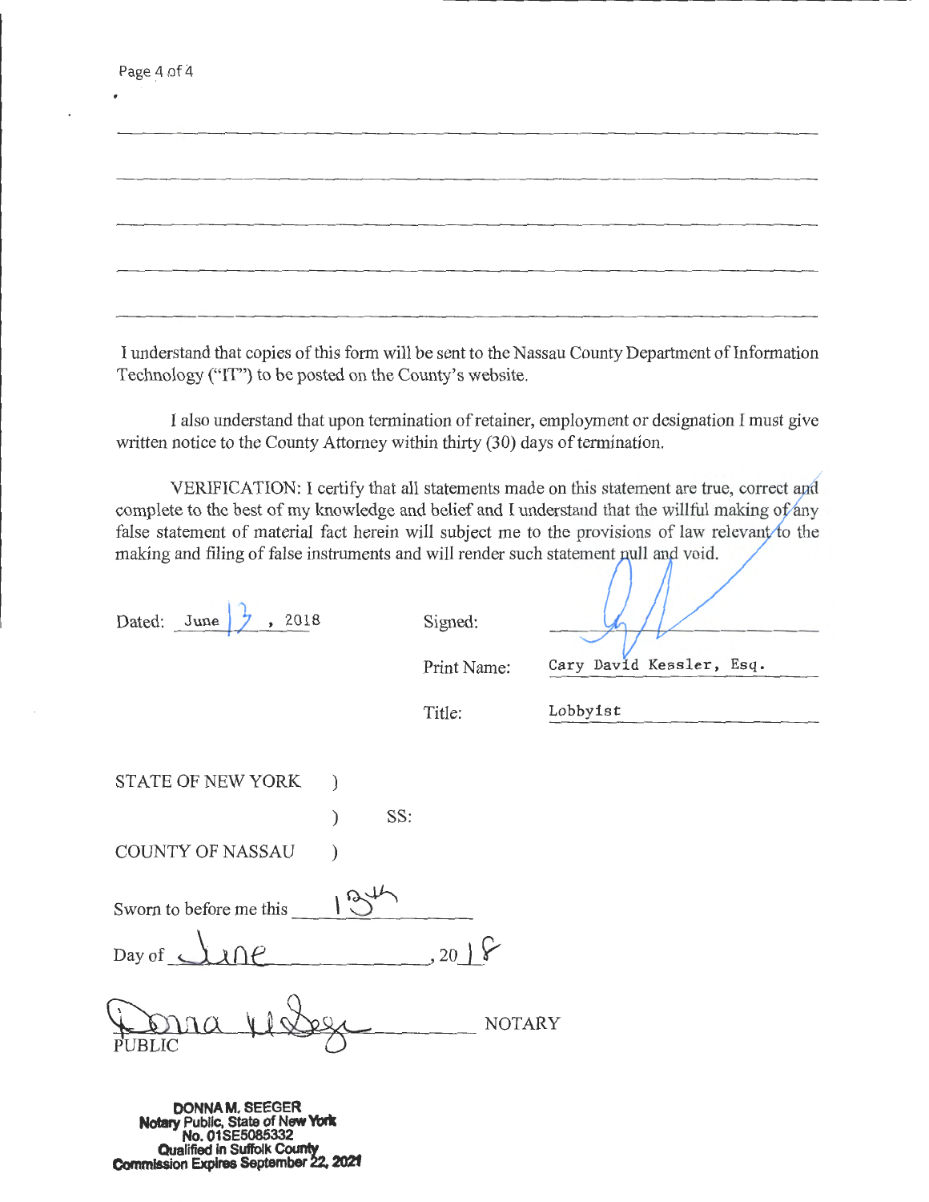I understand that copies of this form will be sent to the Nassau County Department of Information Technology ("IT") to be posted on the County's website.

I also understand that upon termination of retainer, employment or designation I must give written notice to the County Attorney within thirty (30) days of termination.

VERIFICATION: I certify that all statements made on this statement are true, correct and complete to the best of my knowledge and belief and I understand that the willful making of any false statement of material fact herein will subject me to the provisions of law relevant to the making and filing of false instruments and will render such statement null and void.

Dated: June 13, 2018

Signed:

Print Name: Cary David Kessler, Esq.

Title: Lobbyist

STATE OF NEW YORK )

) SS:

COUNTY OF NASSAU )

Sworn to before me this 13th

Day of June, 2018

NOTARY PUBLIC

**DONNA M. SEEGER**
**Notary Public, State of New York**
**No. 01SE5085332**
**Qualified in Suffolk County**
**Commission Expires September 22, 2021**